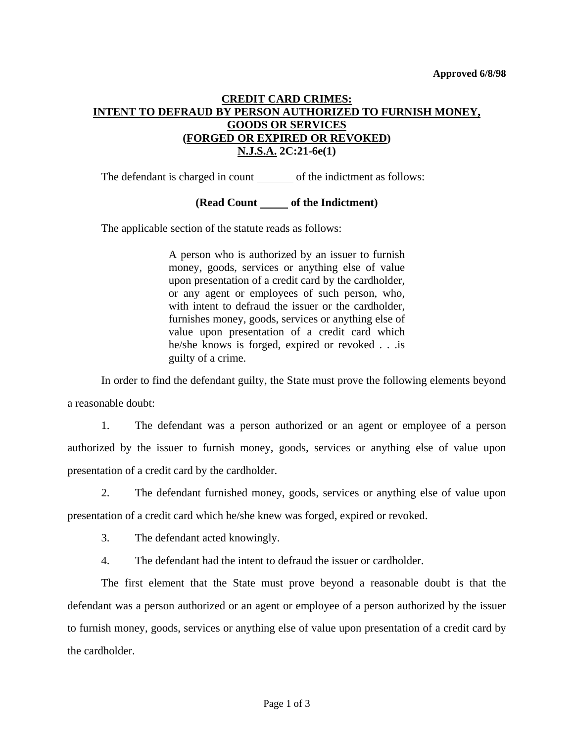**Approved 6/8/98**

# CREDIT CARD CRIMES: INTENT TO DEFRAUD BY PERSON AUTHORIZED TO FURNISH MONEY, GOODS OR SERVICES (FORGED OR EXPIRED OR REVOKED) N.J.S.A. 2C:21-6e(1)

The defendant is charged in count _______ of the indictment as follows:

**(Read Count _____ of the Indictment)**

The applicable section of the statute reads as follows:

> A person who is authorized by an issuer to furnish money, goods, services or anything else of value upon presentation of a credit card by the cardholder, or any agent or employees of such person, who, with intent to defraud the issuer or the cardholder, furnishes money, goods, services or anything else of value upon presentation of a credit card which he/she knows is forged, expired or revoked . . .is guilty of a crime.

In order to find the defendant guilty, the State must prove the following elements beyond a reasonable doubt:

1. The defendant was a person authorized or an agent or employee of a person authorized by the issuer to furnish money, goods, services or anything else of value upon presentation of a credit card by the cardholder.

2. The defendant furnished money, goods, services or anything else of value upon presentation of a credit card which he/she knew was forged, expired or revoked.

3. The defendant acted knowingly.

4. The defendant had the intent to defraud the issuer or cardholder.

The first element that the State must prove beyond a reasonable doubt is that the defendant was a person authorized or an agent or employee of a person authorized by the issuer to furnish money, goods, services or anything else of value upon presentation of a credit card by the cardholder.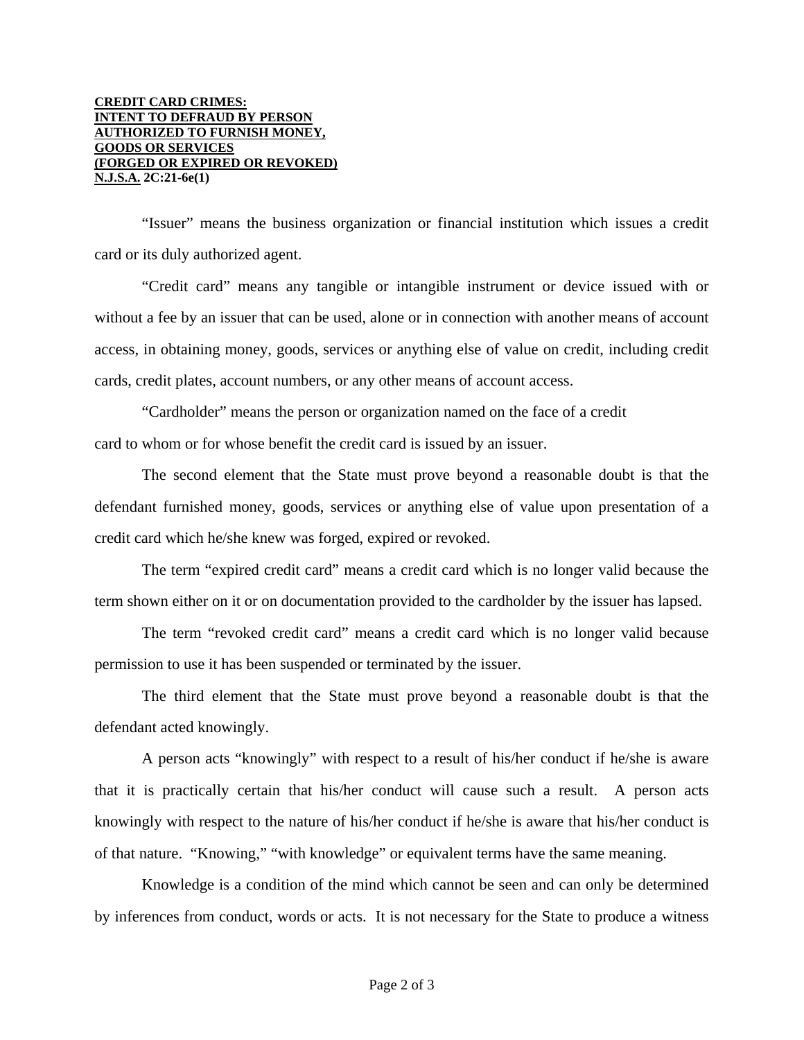**CREDIT CARD CRIMES:**
**INTENT TO DEFRAUD BY PERSON**
**AUTHORIZED TO FURNISH MONEY,**
**GOODS OR SERVICES**
**(FORGED OR EXPIRED OR REVOKED)**
**N.J.S.A. 2C:21-6e(1)**

"Issuer" means the business organization or financial institution which issues a credit card or its duly authorized agent.

"Credit card" means any tangible or intangible instrument or device issued with or without a fee by an issuer that can be used, alone or in connection with another means of account access, in obtaining money, goods, services or anything else of value on credit, including credit cards, credit plates, account numbers, or any other means of account access.

"Cardholder" means the person or organization named on the face of a credit card to whom or for whose benefit the credit card is issued by an issuer.

The second element that the State must prove beyond a reasonable doubt is that the defendant furnished money, goods, services or anything else of value upon presentation of a credit card which he/she knew was forged, expired or revoked.

The term "expired credit card" means a credit card which is no longer valid because the term shown either on it or on documentation provided to the cardholder by the issuer has lapsed.

The term "revoked credit card" means a credit card which is no longer valid because permission to use it has been suspended or terminated by the issuer.

The third element that the State must prove beyond a reasonable doubt is that the defendant acted knowingly.

A person acts "knowingly" with respect to a result of his/her conduct if he/she is aware that it is practically certain that his/her conduct will cause such a result. A person acts knowingly with respect to the nature of his/her conduct if he/she is aware that his/her conduct is of that nature. "Knowing," "with knowledge" or equivalent terms have the same meaning.

Knowledge is a condition of the mind which cannot be seen and can only be determined by inferences from conduct, words or acts. It is not necessary for the State to produce a witness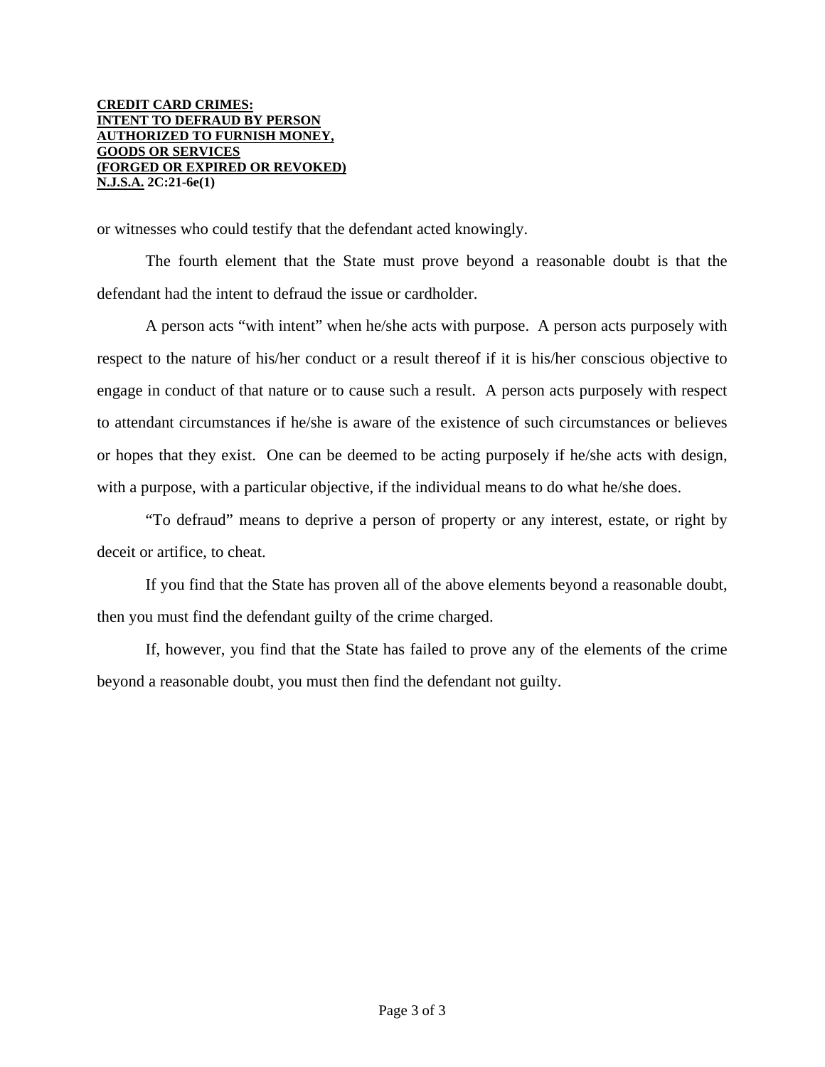or witnesses who could testify that the defendant acted knowingly.

The fourth element that the State must prove beyond a reasonable doubt is that the defendant had the intent to defraud the issue or cardholder.

A person acts "with intent" when he/she acts with purpose. A person acts purposely with respect to the nature of his/her conduct or a result thereof if it is his/her conscious objective to engage in conduct of that nature or to cause such a result. A person acts purposely with respect to attendant circumstances if he/she is aware of the existence of such circumstances or believes or hopes that they exist. One can be deemed to be acting purposely if he/she acts with design, with a purpose, with a particular objective, if the individual means to do what he/she does.

"To defraud" means to deprive a person of property or any interest, estate, or right by deceit or artifice, to cheat.

If you find that the State has proven all of the above elements beyond a reasonable doubt, then you must find the defendant guilty of the crime charged.

If, however, you find that the State has failed to prove any of the elements of the crime beyond a reasonable doubt, you must then find the defendant not guilty.